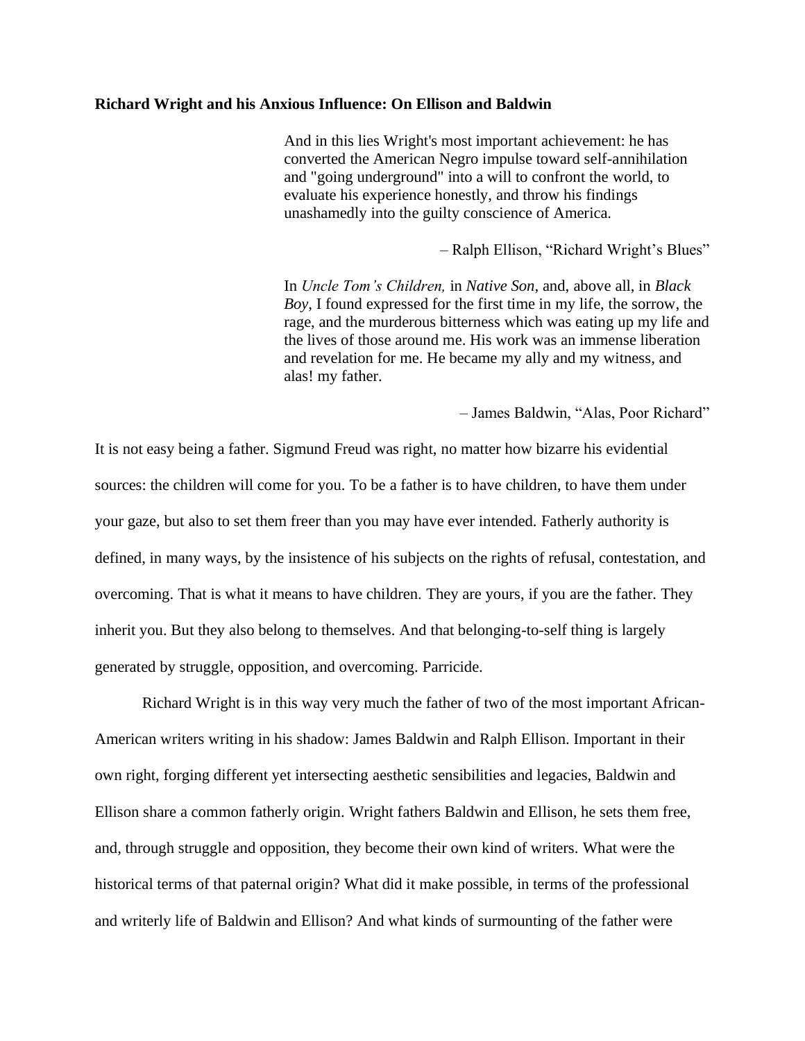**Richard Wright and his Anxious Influence: On Ellison and Baldwin**

> And in this lies Wright's most important achievement: he has converted the American Negro impulse toward self-annihilation and "going underground" into a will to confront the world, to evaluate his experience honestly, and throw his findings unashamedly into the guilty conscience of America.
>
> – Ralph Ellison, "Richard Wright's Blues"

> In *Uncle Tom's Children,* in *Native Son,* and, above all, in *Black Boy,* I found expressed for the first time in my life, the sorrow, the rage, and the murderous bitterness which was eating up my life and the lives of those around me. His work was an immense liberation and revelation for me. He became my ally and my witness, and alas! my father.
>
> – James Baldwin, "Alas, Poor Richard"

It is not easy being a father. Sigmund Freud was right, no matter how bizarre his evidential sources: the children will come for you. To be a father is to have children, to have them under your gaze, but also to set them freer than you may have ever intended. Fatherly authority is defined, in many ways, by the insistence of his subjects on the rights of refusal, contestation, and overcoming. That is what it means to have children. They are yours, if you are the father. They inherit you. But they also belong to themselves. And that belonging-to-self thing is largely generated by struggle, opposition, and overcoming. Parricide.

Richard Wright is in this way very much the father of two of the most important African-American writers writing in his shadow: James Baldwin and Ralph Ellison. Important in their own right, forging different yet intersecting aesthetic sensibilities and legacies, Baldwin and Ellison share a common fatherly origin. Wright fathers Baldwin and Ellison, he sets them free, and, through struggle and opposition, they become their own kind of writers. What were the historical terms of that paternal origin? What did it make possible, in terms of the professional and writerly life of Baldwin and Ellison? And what kinds of surmounting of the father were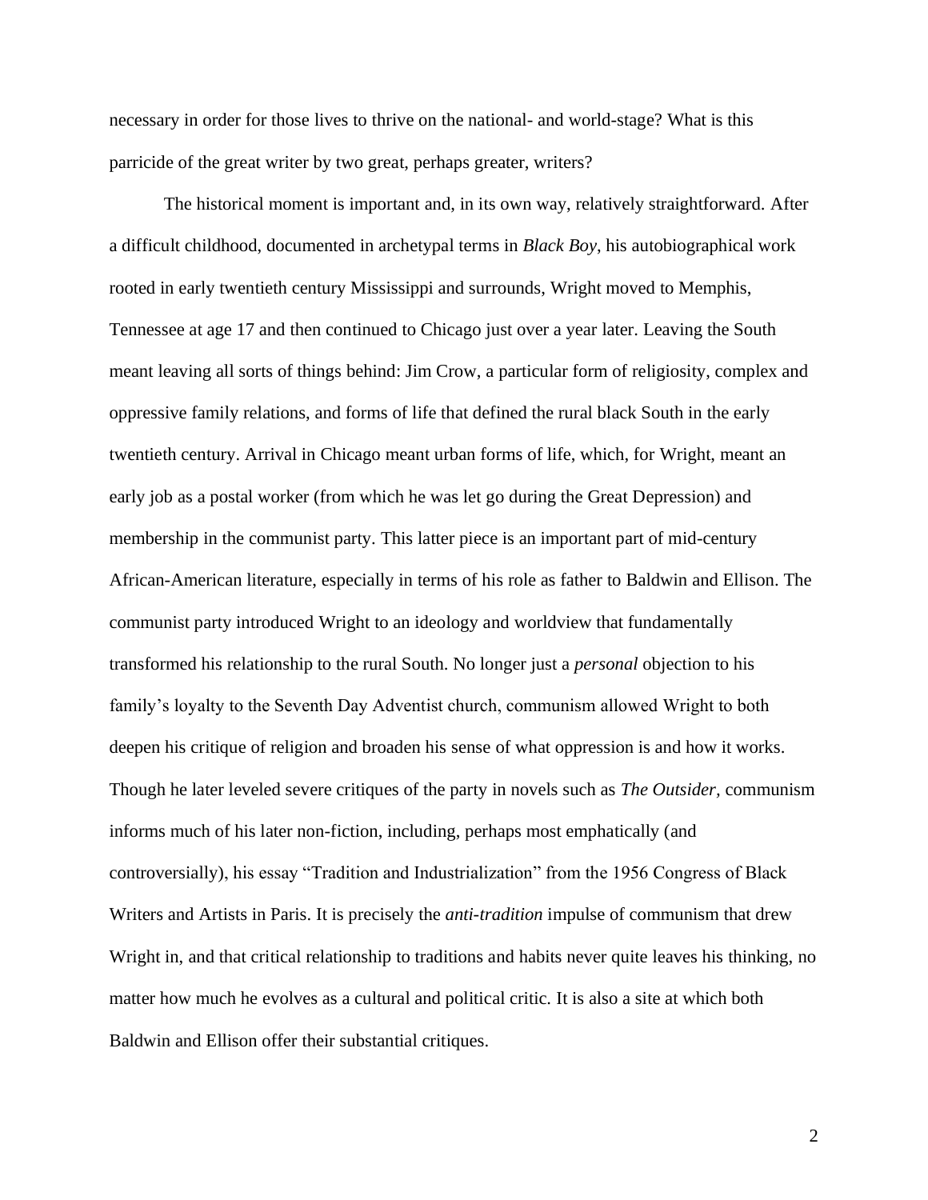necessary in order for those lives to thrive on the national- and world-stage? What is this parricide of the great writer by two great, perhaps greater, writers?

The historical moment is important and, in its own way, relatively straightforward. After a difficult childhood, documented in archetypal terms in *Black Boy*, his autobiographical work rooted in early twentieth century Mississippi and surrounds, Wright moved to Memphis, Tennessee at age 17 and then continued to Chicago just over a year later. Leaving the South meant leaving all sorts of things behind: Jim Crow, a particular form of religiosity, complex and oppressive family relations, and forms of life that defined the rural black South in the early twentieth century. Arrival in Chicago meant urban forms of life, which, for Wright, meant an early job as a postal worker (from which he was let go during the Great Depression) and membership in the communist party. This latter piece is an important part of mid-century African-American literature, especially in terms of his role as father to Baldwin and Ellison. The communist party introduced Wright to an ideology and worldview that fundamentally transformed his relationship to the rural South. No longer just a *personal* objection to his family's loyalty to the Seventh Day Adventist church, communism allowed Wright to both deepen his critique of religion and broaden his sense of what oppression is and how it works. Though he later leveled severe critiques of the party in novels such as *The Outsider,* communism informs much of his later non-fiction, including, perhaps most emphatically (and controversially), his essay "Tradition and Industrialization" from the 1956 Congress of Black Writers and Artists in Paris. It is precisely the *anti-tradition* impulse of communism that drew Wright in, and that critical relationship to traditions and habits never quite leaves his thinking, no matter how much he evolves as a cultural and political critic. It is also a site at which both Baldwin and Ellison offer their substantial critiques.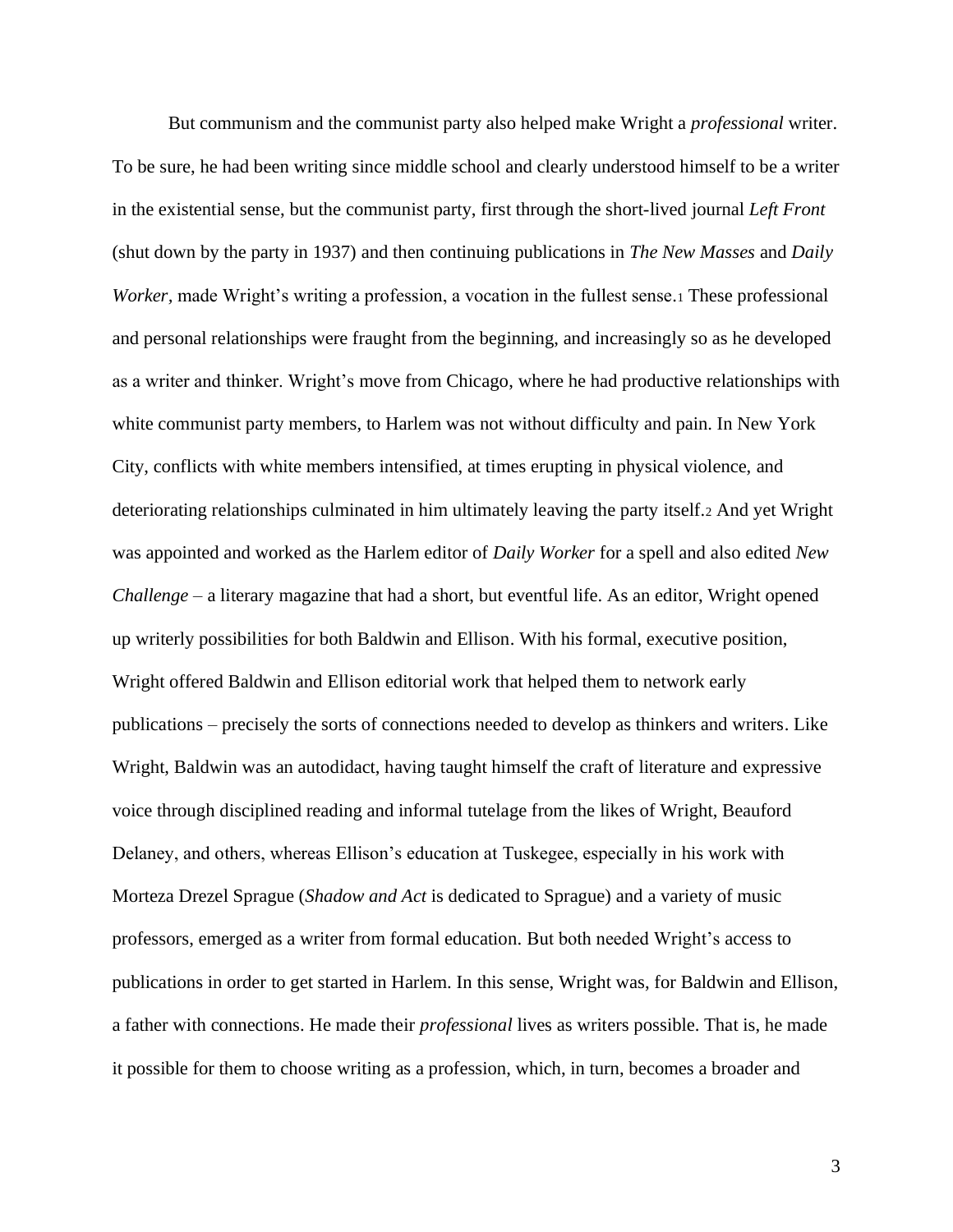But communism and the communist party also helped make Wright a *professional* writer. To be sure, he had been writing since middle school and clearly understood himself to be a writer in the existential sense, but the communist party, first through the short-lived journal *Left Front* (shut down by the party in 1937) and then continuing publications in *The New Masses* and *Daily Worker*, made Wright's writing a profession, a vocation in the fullest sense.[1] These professional and personal relationships were fraught from the beginning, and increasingly so as he developed as a writer and thinker. Wright's move from Chicago, where he had productive relationships with white communist party members, to Harlem was not without difficulty and pain. In New York City, conflicts with white members intensified, at times erupting in physical violence, and deteriorating relationships culminated in him ultimately leaving the party itself.[2] And yet Wright was appointed and worked as the Harlem editor of *Daily Worker* for a spell and also edited *New Challenge* – a literary magazine that had a short, but eventful life. As an editor, Wright opened up writerly possibilities for both Baldwin and Ellison. With his formal, executive position, Wright offered Baldwin and Ellison editorial work that helped them to network early publications – precisely the sorts of connections needed to develop as thinkers and writers. Like Wright, Baldwin was an autodidact, having taught himself the craft of literature and expressive voice through disciplined reading and informal tutelage from the likes of Wright, Beauford Delaney, and others, whereas Ellison's education at Tuskegee, especially in his work with Morteza Drezel Sprague (*Shadow and Act* is dedicated to Sprague) and a variety of music professors, emerged as a writer from formal education. But both needed Wright's access to publications in order to get started in Harlem. In this sense, Wright was, for Baldwin and Ellison, a father with connections. He made their *professional* lives as writers possible. That is, he made it possible for them to choose writing as a profession, which, in turn, becomes a broader and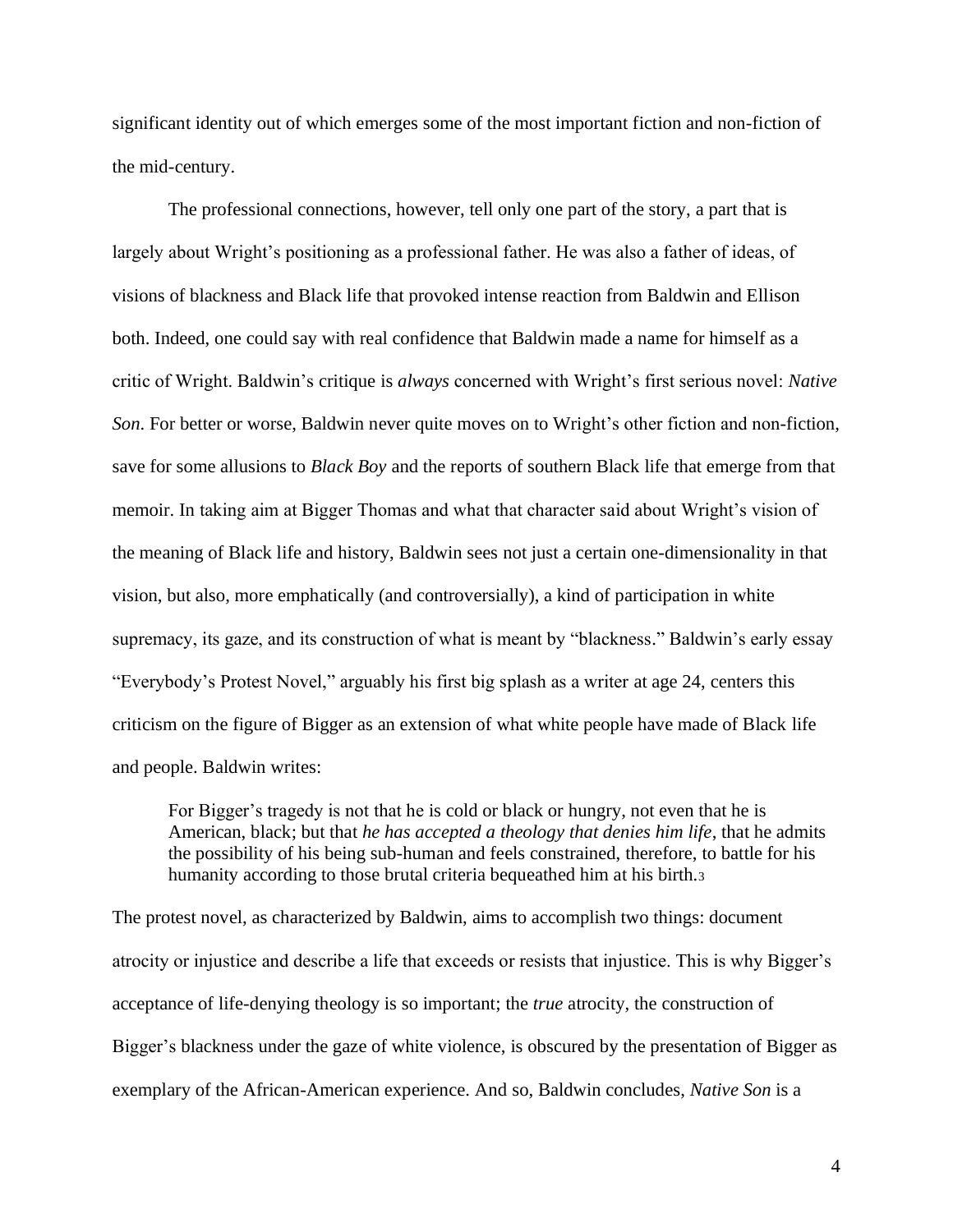significant identity out of which emerges some of the most important fiction and non-fiction of the mid-century.

The professional connections, however, tell only one part of the story, a part that is largely about Wright's positioning as a professional father. He was also a father of ideas, of visions of blackness and Black life that provoked intense reaction from Baldwin and Ellison both. Indeed, one could say with real confidence that Baldwin made a name for himself as a critic of Wright. Baldwin's critique is *always* concerned with Wright's first serious novel: *Native Son*. For better or worse, Baldwin never quite moves on to Wright's other fiction and non-fiction, save for some allusions to *Black Boy* and the reports of southern Black life that emerge from that memoir. In taking aim at Bigger Thomas and what that character said about Wright's vision of the meaning of Black life and history, Baldwin sees not just a certain one-dimensionality in that vision, but also, more emphatically (and controversially), a kind of participation in white supremacy, its gaze, and its construction of what is meant by "blackness." Baldwin's early essay "Everybody's Protest Novel," arguably his first big splash as a writer at age 24, centers this criticism on the figure of Bigger as an extension of what white people have made of Black life and people. Baldwin writes:

> For Bigger's tragedy is not that he is cold or black or hungry, not even that he is American, black; but that *he has accepted a theology that denies him life*, that he admits the possibility of his being sub-human and feels constrained, therefore, to battle for his humanity according to those brutal criteria bequeathed him at his birth.[3]

The protest novel, as characterized by Baldwin, aims to accomplish two things: document atrocity or injustice and describe a life that exceeds or resists that injustice. This is why Bigger's acceptance of life-denying theology is so important; the *true* atrocity, the construction of Bigger's blackness under the gaze of white violence, is obscured by the presentation of Bigger as exemplary of the African-American experience. And so, Baldwin concludes, *Native Son* is a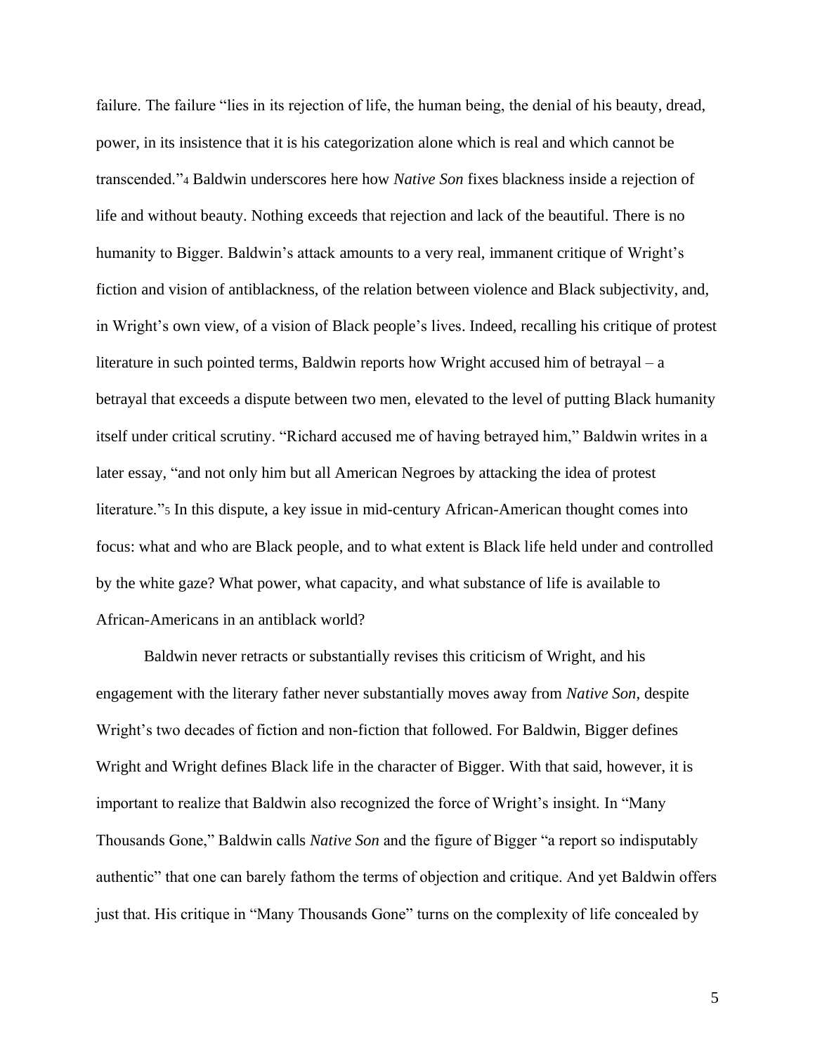failure. The failure "lies in its rejection of life, the human being, the denial of his beauty, dread, power, in its insistence that it is his categorization alone which is real and which cannot be transcended."[4] Baldwin underscores here how *Native Son* fixes blackness inside a rejection of life and without beauty. Nothing exceeds that rejection and lack of the beautiful. There is no humanity to Bigger. Baldwin's attack amounts to a very real, immanent critique of Wright's fiction and vision of antiblackness, of the relation between violence and Black subjectivity, and, in Wright's own view, of a vision of Black people's lives. Indeed, recalling his critique of protest literature in such pointed terms, Baldwin reports how Wright accused him of betrayal – a betrayal that exceeds a dispute between two men, elevated to the level of putting Black humanity itself under critical scrutiny. "Richard accused me of having betrayed him," Baldwin writes in a later essay, "and not only him but all American Negroes by attacking the idea of protest literature."[5] In this dispute, a key issue in mid-century African-American thought comes into focus: what and who are Black people, and to what extent is Black life held under and controlled by the white gaze? What power, what capacity, and what substance of life is available to African-Americans in an antiblack world?

Baldwin never retracts or substantially revises this criticism of Wright, and his engagement with the literary father never substantially moves away from *Native Son*, despite Wright's two decades of fiction and non-fiction that followed. For Baldwin, Bigger defines Wright and Wright defines Black life in the character of Bigger. With that said, however, it is important to realize that Baldwin also recognized the force of Wright's insight. In "Many Thousands Gone," Baldwin calls *Native Son* and the figure of Bigger "a report so indisputably authentic" that one can barely fathom the terms of objection and critique. And yet Baldwin offers just that. His critique in "Many Thousands Gone" turns on the complexity of life concealed by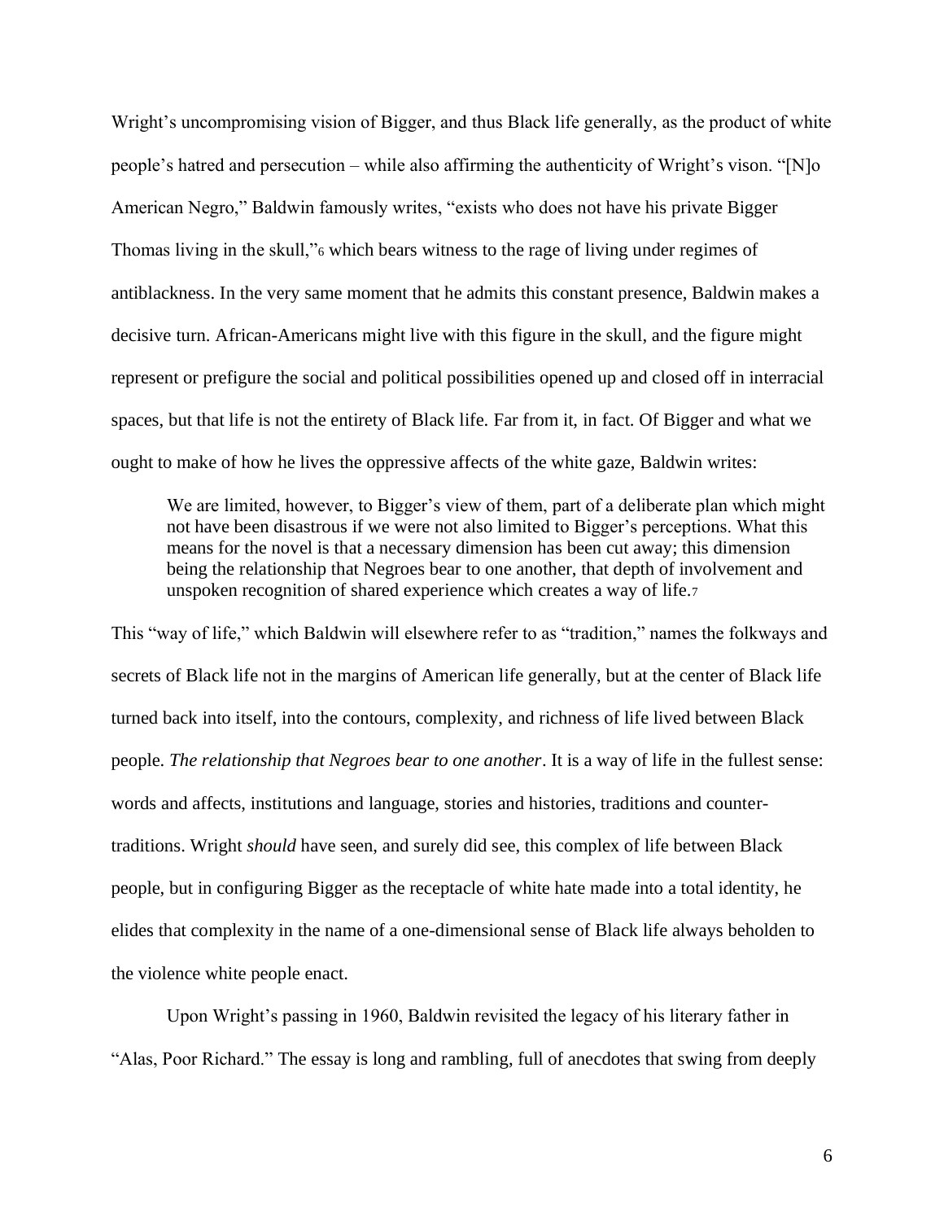Wright's uncompromising vision of Bigger, and thus Black life generally, as the product of white people's hatred and persecution – while also affirming the authenticity of Wright's vison. "[N]o American Negro," Baldwin famously writes, "exists who does not have his private Bigger Thomas living in the skull,"[6] which bears witness to the rage of living under regimes of antiblackness. In the very same moment that he admits this constant presence, Baldwin makes a decisive turn. African-Americans might live with this figure in the skull, and the figure might represent or prefigure the social and political possibilities opened up and closed off in interracial spaces, but that life is not the entirety of Black life. Far from it, in fact. Of Bigger and what we ought to make of how he lives the oppressive affects of the white gaze, Baldwin writes:

> We are limited, however, to Bigger's view of them, part of a deliberate plan which might not have been disastrous if we were not also limited to Bigger's perceptions. What this means for the novel is that a necessary dimension has been cut away; this dimension being the relationship that Negroes bear to one another, that depth of involvement and unspoken recognition of shared experience which creates a way of life.[7]

This "way of life," which Baldwin will elsewhere refer to as "tradition," names the folkways and secrets of Black life not in the margins of American life generally, but at the center of Black life turned back into itself, into the contours, complexity, and richness of life lived between Black people. *The relationship that Negroes bear to one another*. It is a way of life in the fullest sense: words and affects, institutions and language, stories and histories, traditions and counter-traditions. Wright *should* have seen, and surely did see, this complex of life between Black people, but in configuring Bigger as the receptacle of white hate made into a total identity, he elides that complexity in the name of a one-dimensional sense of Black life always beholden to the violence white people enact.

Upon Wright's passing in 1960, Baldwin revisited the legacy of his literary father in "Alas, Poor Richard." The essay is long and rambling, full of anecdotes that swing from deeply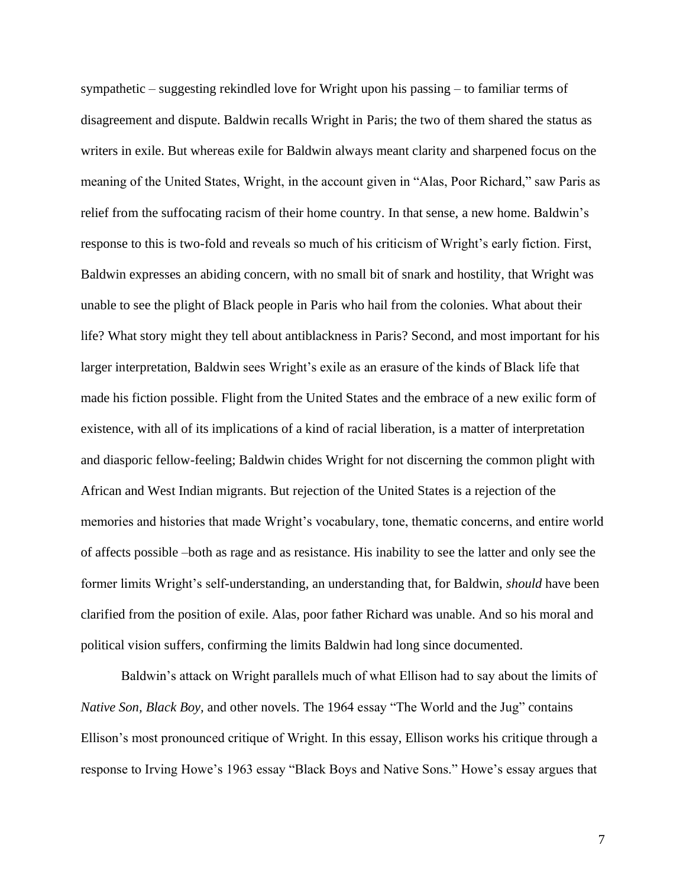sympathetic – suggesting rekindled love for Wright upon his passing – to familiar terms of disagreement and dispute. Baldwin recalls Wright in Paris; the two of them shared the status as writers in exile. But whereas exile for Baldwin always meant clarity and sharpened focus on the meaning of the United States, Wright, in the account given in "Alas, Poor Richard," saw Paris as relief from the suffocating racism of their home country. In that sense, a new home. Baldwin's response to this is two-fold and reveals so much of his criticism of Wright's early fiction. First, Baldwin expresses an abiding concern, with no small bit of snark and hostility, that Wright was unable to see the plight of Black people in Paris who hail from the colonies. What about their life? What story might they tell about antiblackness in Paris? Second, and most important for his larger interpretation, Baldwin sees Wright's exile as an erasure of the kinds of Black life that made his fiction possible. Flight from the United States and the embrace of a new exilic form of existence, with all of its implications of a kind of racial liberation, is a matter of interpretation and diasporic fellow-feeling; Baldwin chides Wright for not discerning the common plight with African and West Indian migrants. But rejection of the United States is a rejection of the memories and histories that made Wright's vocabulary, tone, thematic concerns, and entire world of affects possible –both as rage and as resistance. His inability to see the latter and only see the former limits Wright's self-understanding, an understanding that, for Baldwin, *should* have been clarified from the position of exile. Alas, poor father Richard was unable. And so his moral and political vision suffers, confirming the limits Baldwin had long since documented.

Baldwin's attack on Wright parallels much of what Ellison had to say about the limits of *Native Son*, *Black Boy*, and other novels. The 1964 essay "The World and the Jug" contains Ellison's most pronounced critique of Wright. In this essay, Ellison works his critique through a response to Irving Howe's 1963 essay "Black Boys and Native Sons." Howe's essay argues that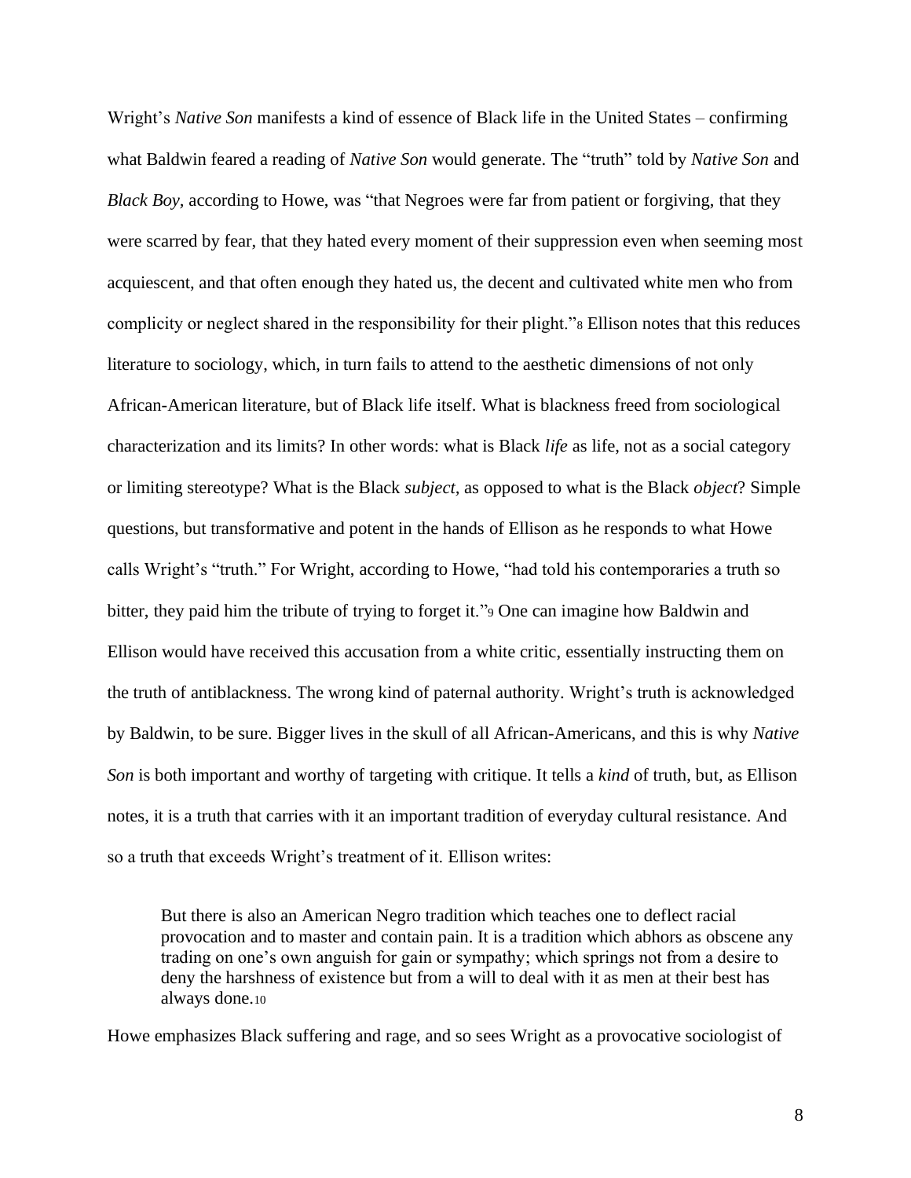Wright's *Native Son* manifests a kind of essence of Black life in the United States – confirming what Baldwin feared a reading of *Native Son* would generate. The "truth" told by *Native Son* and *Black Boy*, according to Howe, was "that Negroes were far from patient or forgiving, that they were scarred by fear, that they hated every moment of their suppression even when seeming most acquiescent, and that often enough they hated us, the decent and cultivated white men who from complicity or neglect shared in the responsibility for their plight."[8] Ellison notes that this reduces literature to sociology, which, in turn fails to attend to the aesthetic dimensions of not only African-American literature, but of Black life itself. What is blackness freed from sociological characterization and its limits? In other words: what is Black *life* as life, not as a social category or limiting stereotype? What is the Black *subject*, as opposed to what is the Black *object*? Simple questions, but transformative and potent in the hands of Ellison as he responds to what Howe calls Wright's "truth." For Wright, according to Howe, "had told his contemporaries a truth so bitter, they paid him the tribute of trying to forget it."[9] One can imagine how Baldwin and Ellison would have received this accusation from a white critic, essentially instructing them on the truth of antiblackness. The wrong kind of paternal authority. Wright's truth is acknowledged by Baldwin, to be sure. Bigger lives in the skull of all African-Americans, and this is why *Native Son* is both important and worthy of targeting with critique. It tells a *kind* of truth, but, as Ellison notes, it is a truth that carries with it an important tradition of everyday cultural resistance. And so a truth that exceeds Wright's treatment of it. Ellison writes:

> But there is also an American Negro tradition which teaches one to deflect racial provocation and to master and contain pain. It is a tradition which abhors as obscene any trading on one's own anguish for gain or sympathy; which springs not from a desire to deny the harshness of existence but from a will to deal with it as men at their best has always done.[10]

Howe emphasizes Black suffering and rage, and so sees Wright as a provocative sociologist of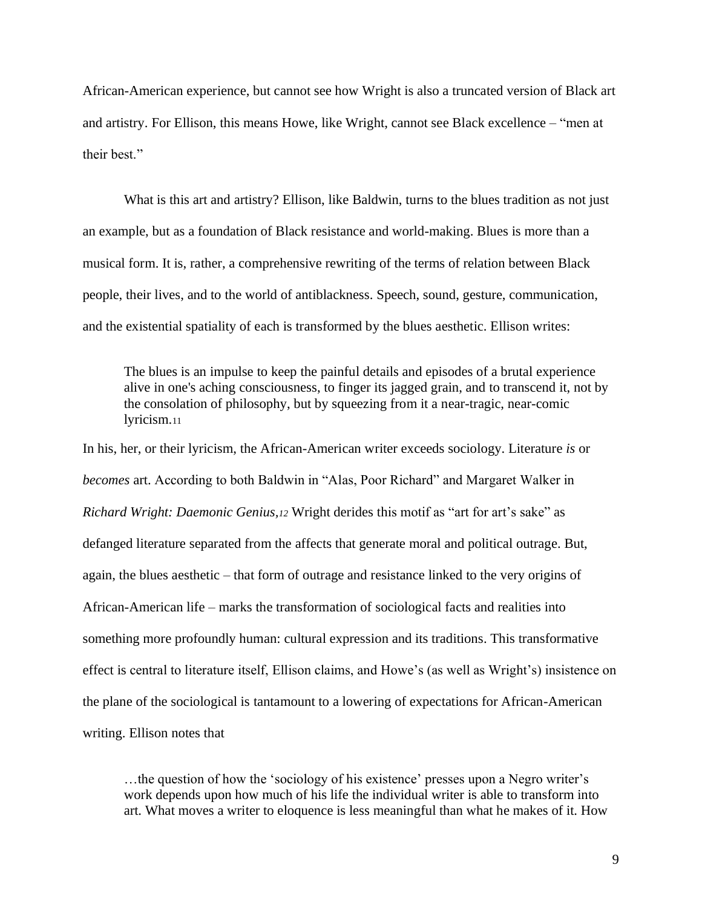African-American experience, but cannot see how Wright is also a truncated version of Black art and artistry. For Ellison, this means Howe, like Wright, cannot see Black excellence – "men at their best."

What is this art and artistry? Ellison, like Baldwin, turns to the blues tradition as not just an example, but as a foundation of Black resistance and world-making. Blues is more than a musical form. It is, rather, a comprehensive rewriting of the terms of relation between Black people, their lives, and to the world of antiblackness. Speech, sound, gesture, communication, and the existential spatiality of each is transformed by the blues aesthetic. Ellison writes:

> The blues is an impulse to keep the painful details and episodes of a brutal experience alive in one's aching consciousness, to finger its jagged grain, and to transcend it, not by the consolation of philosophy, but by squeezing from it a near-tragic, near-comic lyricism.[11]

In his, her, or their lyricism, the African-American writer exceeds sociology. Literature *is* or *becomes* art. According to both Baldwin in "Alas, Poor Richard" and Margaret Walker in *Richard Wright: Daemonic Genius*,[12] Wright derides this motif as "art for art's sake" as defanged literature separated from the affects that generate moral and political outrage. But, again, the blues aesthetic – that form of outrage and resistance linked to the very origins of African-American life – marks the transformation of sociological facts and realities into something more profoundly human: cultural expression and its traditions. This transformative effect is central to literature itself, Ellison claims, and Howe's (as well as Wright's) insistence on the plane of the sociological is tantamount to a lowering of expectations for African-American writing. Ellison notes that

> …the question of how the 'sociology of his existence' presses upon a Negro writer's work depends upon how much of his life the individual writer is able to transform into art. What moves a writer to eloquence is less meaningful than what he makes of it. How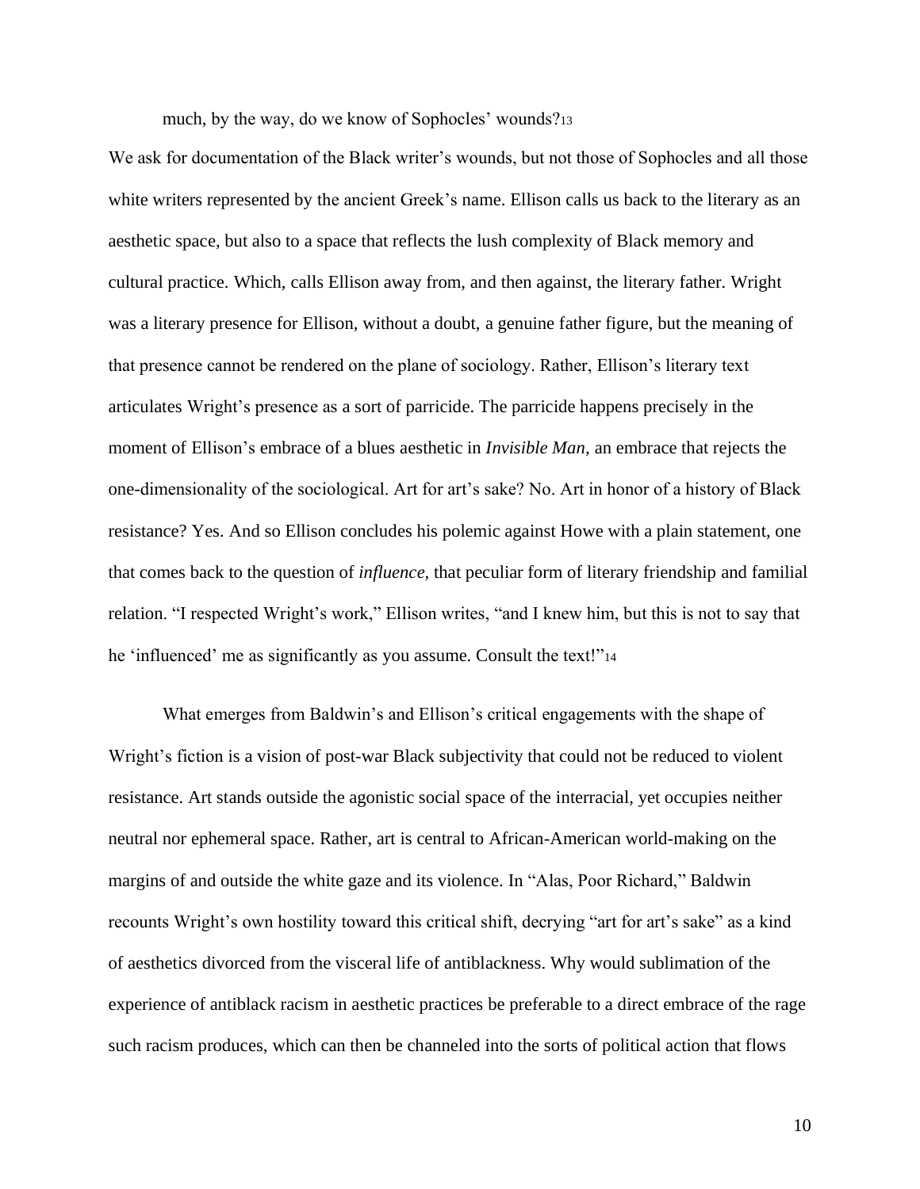much, by the way, do we know of Sophocles' wounds?[13]

We ask for documentation of the Black writer's wounds, but not those of Sophocles and all those white writers represented by the ancient Greek's name. Ellison calls us back to the literary as an aesthetic space, but also to a space that reflects the lush complexity of Black memory and cultural practice. Which, calls Ellison away from, and then against, the literary father. Wright was a literary presence for Ellison, without a doubt, a genuine father figure, but the meaning of that presence cannot be rendered on the plane of sociology. Rather, Ellison's literary text articulates Wright's presence as a sort of parricide. The parricide happens precisely in the moment of Ellison's embrace of a blues aesthetic in *Invisible Man,* an embrace that rejects the one-dimensionality of the sociological. Art for art's sake? No. Art in honor of a history of Black resistance? Yes. And so Ellison concludes his polemic against Howe with a plain statement, one that comes back to the question of *influence,* that peculiar form of literary friendship and familial relation. "I respected Wright's work," Ellison writes, "and I knew him, but this is not to say that he 'influenced' me as significantly as you assume. Consult the text!"[14]

What emerges from Baldwin's and Ellison's critical engagements with the shape of Wright's fiction is a vision of post-war Black subjectivity that could not be reduced to violent resistance. Art stands outside the agonistic social space of the interracial, yet occupies neither neutral nor ephemeral space. Rather, art is central to African-American world-making on the margins of and outside the white gaze and its violence. In "Alas, Poor Richard," Baldwin recounts Wright's own hostility toward this critical shift, decrying "art for art's sake" as a kind of aesthetics divorced from the visceral life of antiblackness. Why would sublimation of the experience of antiblack racism in aesthetic practices be preferable to a direct embrace of the rage such racism produces, which can then be channeled into the sorts of political action that flows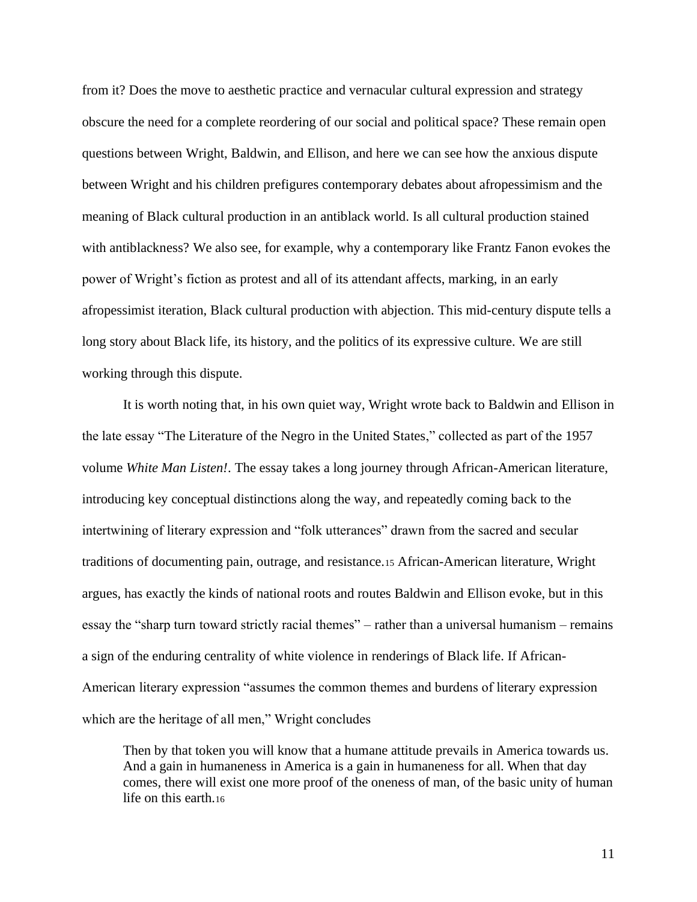from it? Does the move to aesthetic practice and vernacular cultural expression and strategy obscure the need for a complete reordering of our social and political space? These remain open questions between Wright, Baldwin, and Ellison, and here we can see how the anxious dispute between Wright and his children prefigures contemporary debates about afropessimism and the meaning of Black cultural production in an antiblack world. Is all cultural production stained with antiblackness? We also see, for example, why a contemporary like Frantz Fanon evokes the power of Wright's fiction as protest and all of its attendant affects, marking, in an early afropessimist iteration, Black cultural production with abjection. This mid-century dispute tells a long story about Black life, its history, and the politics of its expressive culture. We are still working through this dispute.

It is worth noting that, in his own quiet way, Wright wrote back to Baldwin and Ellison in the late essay "The Literature of the Negro in the United States," collected as part of the 1957 volume *White Man Listen!*. The essay takes a long journey through African-American literature, introducing key conceptual distinctions along the way, and repeatedly coming back to the intertwining of literary expression and "folk utterances" drawn from the sacred and secular traditions of documenting pain, outrage, and resistance.[15] African-American literature, Wright argues, has exactly the kinds of national roots and routes Baldwin and Ellison evoke, but in this essay the "sharp turn toward strictly racial themes" – rather than a universal humanism – remains a sign of the enduring centrality of white violence in renderings of Black life. If African-American literary expression "assumes the common themes and burdens of literary expression which are the heritage of all men," Wright concludes

> Then by that token you will know that a humane attitude prevails in America towards us. And a gain in humaneness in America is a gain in humaneness for all. When that day comes, there will exist one more proof of the oneness of man, of the basic unity of human life on this earth.[16]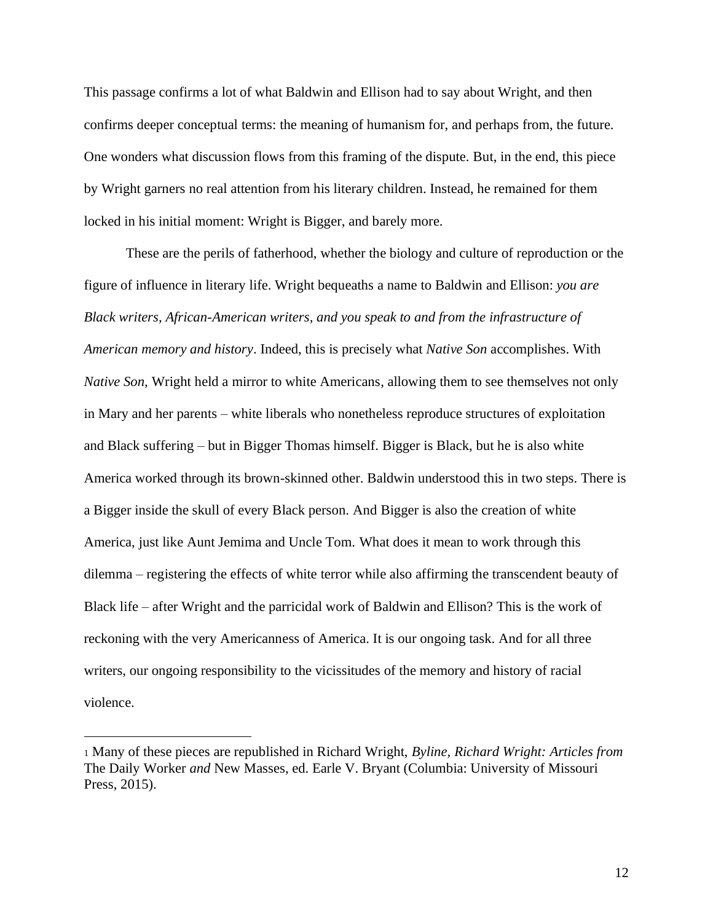This passage confirms a lot of what Baldwin and Ellison had to say about Wright, and then confirms deeper conceptual terms: the meaning of humanism for, and perhaps from, the future. One wonders what discussion flows from this framing of the dispute. But, in the end, this piece by Wright garners no real attention from his literary children. Instead, he remained for them locked in his initial moment: Wright is Bigger, and barely more.

These are the perils of fatherhood, whether the biology and culture of reproduction or the figure of influence in literary life. Wright bequeaths a name to Baldwin and Ellison: *you are Black writers, African-American writers, and you speak to and from the infrastructure of American memory and history*. Indeed, this is precisely what *Native Son* accomplishes. With *Native Son,* Wright held a mirror to white Americans, allowing them to see themselves not only in Mary and her parents – white liberals who nonetheless reproduce structures of exploitation and Black suffering – but in Bigger Thomas himself. Bigger is Black, but he is also white America worked through its brown-skinned other. Baldwin understood this in two steps. There is a Bigger inside the skull of every Black person. And Bigger is also the creation of white America, just like Aunt Jemima and Uncle Tom. What does it mean to work through this dilemma – registering the effects of white terror while also affirming the transcendent beauty of Black life – after Wright and the parricidal work of Baldwin and Ellison? This is the work of reckoning with the very Americanness of America. It is our ongoing task. And for all three writers, our ongoing responsibility to the vicissitudes of the memory and history of racial violence.

---

[1] Many of these pieces are republished in Richard Wright, *Byline, Richard Wright: Articles from* The Daily Worker *and* New Masses, ed. Earle V. Bryant (Columbia: University of Missouri Press, 2015).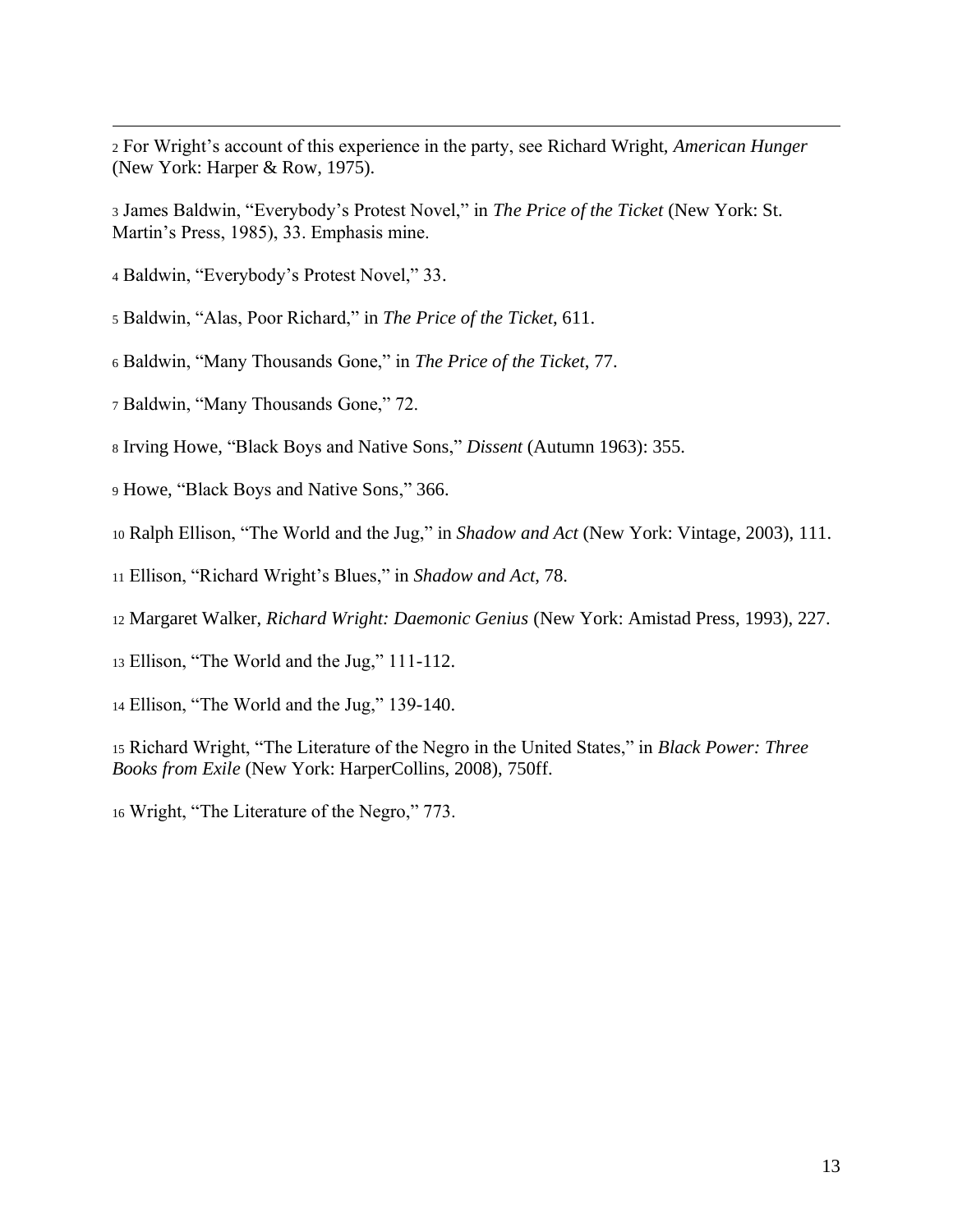2 For Wright's account of this experience in the party, see Richard Wright, *American Hunger* (New York: Harper & Row, 1975).

3 James Baldwin, "Everybody's Protest Novel," in *The Price of the Ticket* (New York: St. Martin's Press, 1985), 33. Emphasis mine.

4 Baldwin, "Everybody's Protest Novel," 33.

5 Baldwin, "Alas, Poor Richard," in *The Price of the Ticket*, 611.

6 Baldwin, "Many Thousands Gone," in *The Price of the Ticket*, 77.

7 Baldwin, "Many Thousands Gone," 72.

8 Irving Howe, "Black Boys and Native Sons," *Dissent* (Autumn 1963): 355.

9 Howe, "Black Boys and Native Sons," 366.

10 Ralph Ellison, "The World and the Jug," in *Shadow and Act* (New York: Vintage, 2003), 111.

11 Ellison, "Richard Wright's Blues," in *Shadow and Act*, 78.

12 Margaret Walker, *Richard Wright: Daemonic Genius* (New York: Amistad Press, 1993), 227.

13 Ellison, "The World and the Jug," 111-112.

14 Ellison, "The World and the Jug," 139-140.

15 Richard Wright, "The Literature of the Negro in the United States," in *Black Power: Three Books from Exile* (New York: HarperCollins, 2008), 750ff.

16 Wright, "The Literature of the Negro," 773.